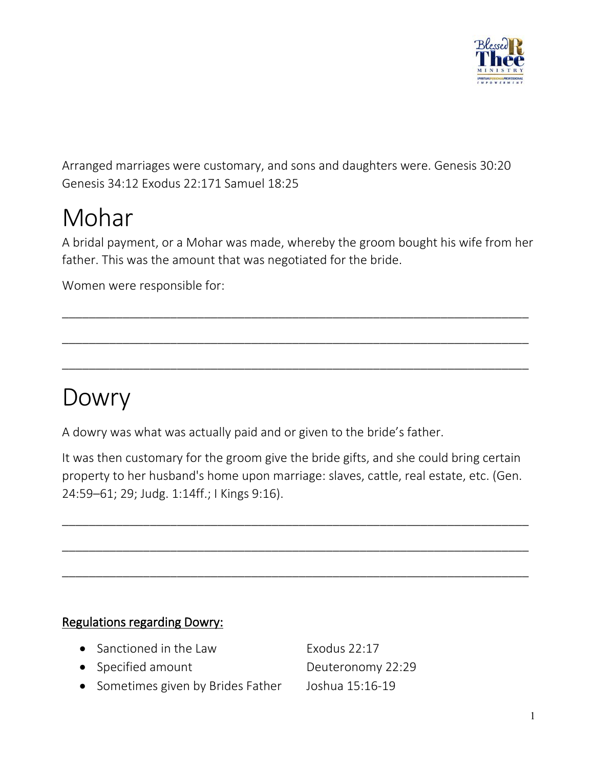Arranged marriages were customary, and sons and daughters were. Genesis 30:20 Genesis 34:12 Exodus 22:171 Samuel 18:25

# Mohar

A bridal payment, or a Mohar was made, whereby the groom bought his wife from her father. This was the amount that was negotiated for the bride.

Women were responsible for:

______________________________________________________________________

______________________________________________________________________

______________________________________________________________________

# Dowry

A dowry was what was actually paid and or given to the bride's father.

It was then customary for the groom give the bride gifts, and she could bring certain property to her husband's home upon marriage: slaves, cattle, real estate, etc. (Gen. 24:59–61; 29; Judg. 1:14ff.; I Kings 9:16).

______________________________________________________________________

______________________________________________________________________

______________________________________________________________________

<u>**Regulations regarding Dowry:**</u>

- Sanctioned in the Law — Exodus 22:17
- Specified amount — Deuteronomy 22:29
- Sometimes given by Brides Father — Joshua 15:16-19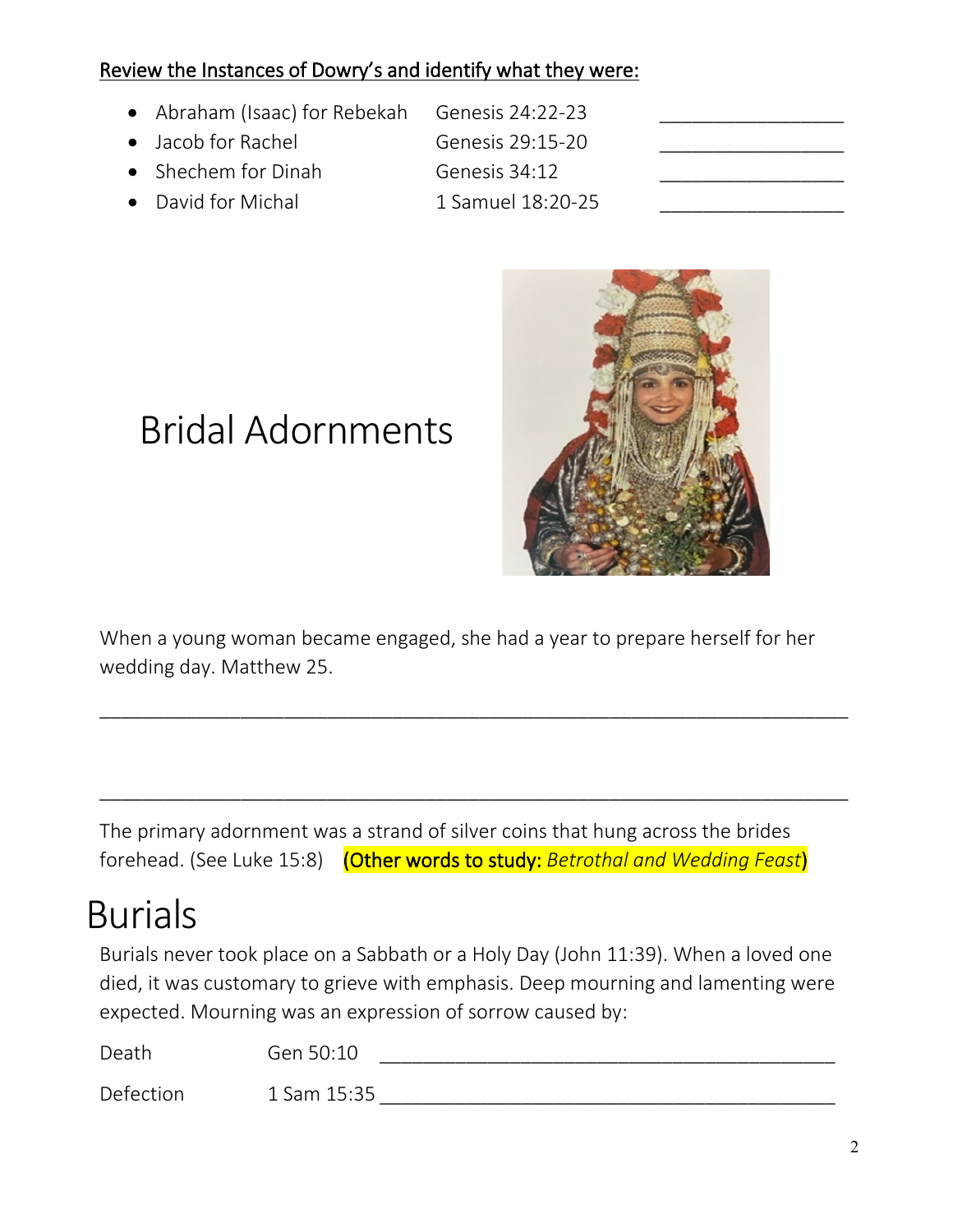**Review the Instances of Dowry's and identify what they were:**

- Abraham (Isaac) for Rebekah  Genesis 24:22-23  ________________
- Jacob for Rachel  Genesis 29:15-20  ________________
- Shechem for Dinah  Genesis 34:12  ________________
- David for Michal  1 Samuel 18:20-25  ________________

# Bridal Adornments

When a young woman became engaged, she had a year to prepare herself for her wedding day. Matthew 25.

________________________________________________________________

________________________________________________________________

The primary adornment was a strand of silver coins that hung across the brides forehead. (See Luke 15:8)  (Other words to study: *Betrothal and Wedding Feast*)

# Burials

Burials never took place on a Sabbath or a Holy Day (John 11:39). When a loved one died, it was customary to grieve with emphasis. Deep mourning and lamenting were expected. Mourning was an expression of sorrow caused by:

Death  Gen 50:10 ________________________________________

Defection  1 Sam 15:35 ________________________________________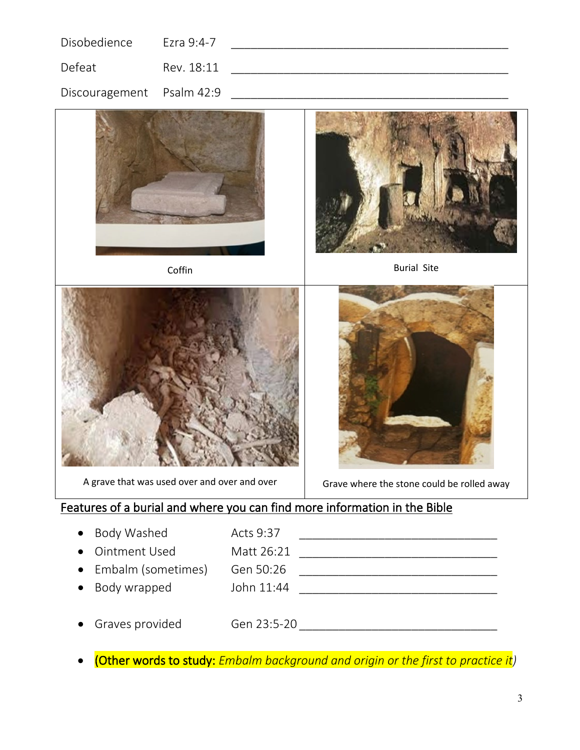Disobedience Ezra 9:4-7 ___________________________________________

Defeat Rev. 18:11 ___________________________________________

Discouragement Psalm 42:9 ___________________________________________

| | |
|---|---|
| Coffin | Burial Site |
| A grave that was used over and over and over | Grave where the stone could be rolled away |

<u>Features of a burial and where you can find more information in the Bible</u>

- Body Washed Acts 9:37 ______________________________
- Ointment Used Matt 26:21 ______________________________
- Embalm (sometimes) Gen 50:26 ______________________________
- Body wrapped John 11:44 ______________________________

- Graves provided Gen 23:5-20 ______________________________

- **(Other words to study:** *Embalm background and origin or the first to practice it*)